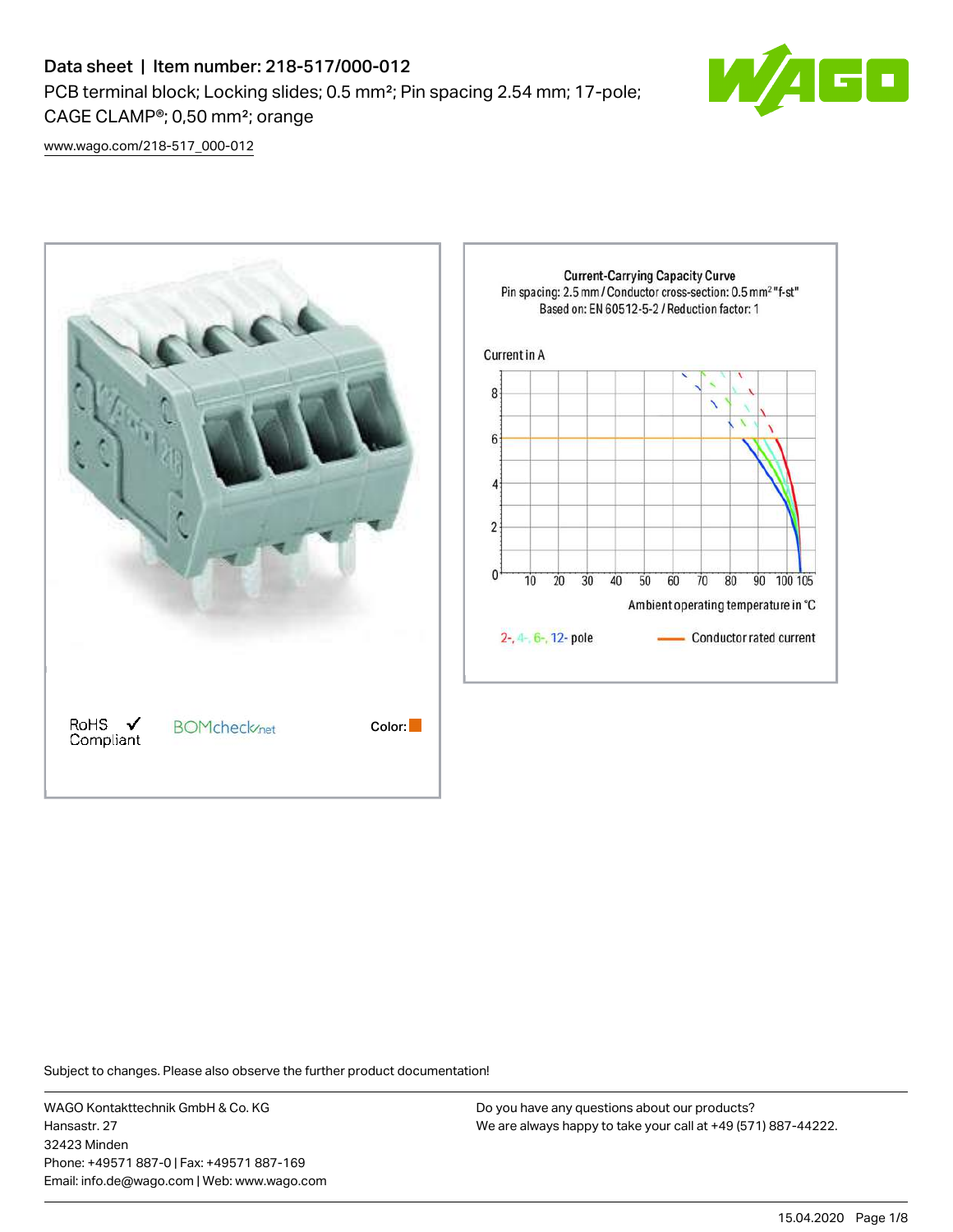# Data sheet | Item number: 218-517/000-012

PCB terminal block; Locking slides; 0.5 mm²; Pin spacing 2.54 mm; 17-pole; CAGE CLAMP®; 0,50 mm²; orange

www.wago.com/218-517_000-012

RoHS ✓ Compliant

BOMcheck.net

Color:

Current-Carrying Capacity Curve

Pin spacing: 2.5 mm / Conductor cross-section: 0.5 mm² "f-st"

Based on: EN 60512-5-2 / Reduction factor: 1

Current in A

Ambient operating temperature in °C

2-, 4-, 6-, 12- pole

Conductor rated current

Subject to changes. Please also observe the further product documentation!

WAGO Kontakttechnik GmbH & Co. KG
Hansastr. 27
32423 Minden
Phone: +49571 887-0 | Fax: +49571 887-169
Email: info.de@wago.com | Web: www.wago.com

Do you have any questions about our products?
We are always happy to take your call at +49 (571) 887-44222.

15.04.2020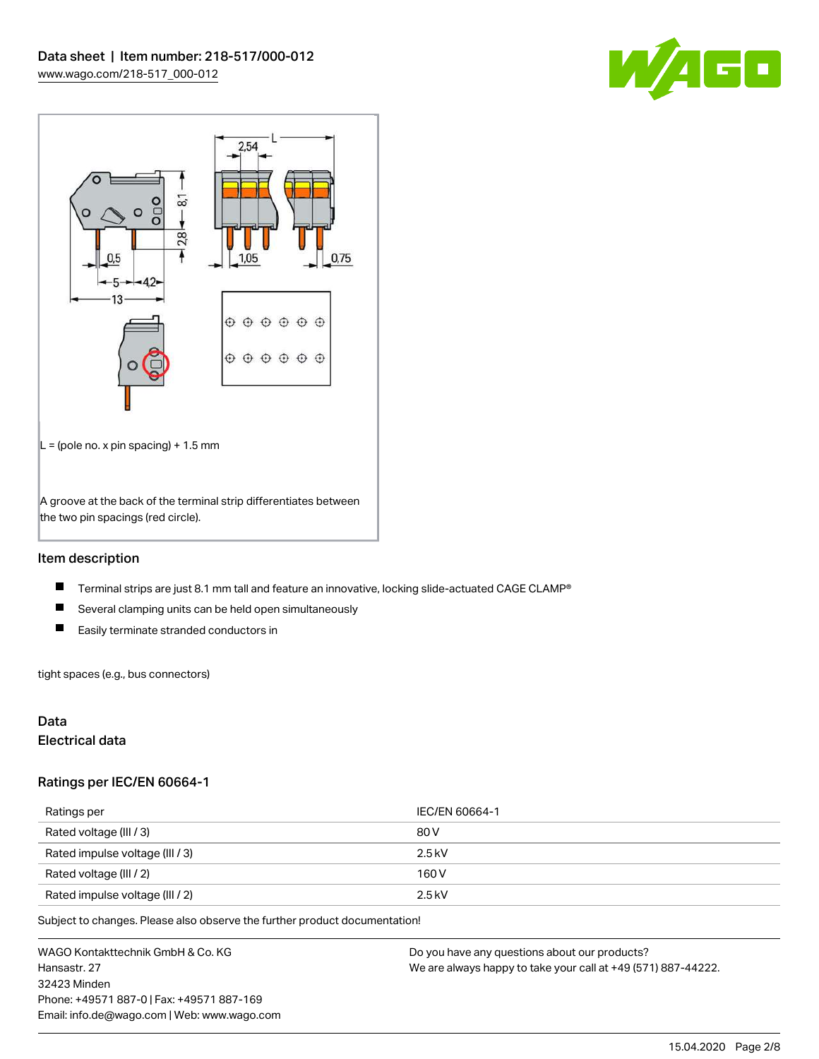L = (pole no. x pin spacing) + 1.5 mm

A groove at the back of the terminal strip differentiates between the two pin spacings (red circle).

## Item description

- Terminal strips are just 8.1 mm tall and feature an innovative, locking slide-actuated CAGE CLAMP®
- Several clamping units can be held open simultaneously
- Easily terminate stranded conductors in

tight spaces (e.g., bus connectors)

## Data

### Electrical data

### Ratings per IEC/EN 60664-1

| Ratings per | IEC/EN 60664-1 |
| --- | --- |
| Rated voltage (III / 3) | 80 V |
| Rated impulse voltage (III / 3) | 2.5 kV |
| Rated voltage (III / 2) | 160 V |
| Rated impulse voltage (III / 2) | 2.5 kV |

Subject to changes. Please also observe the further product documentation!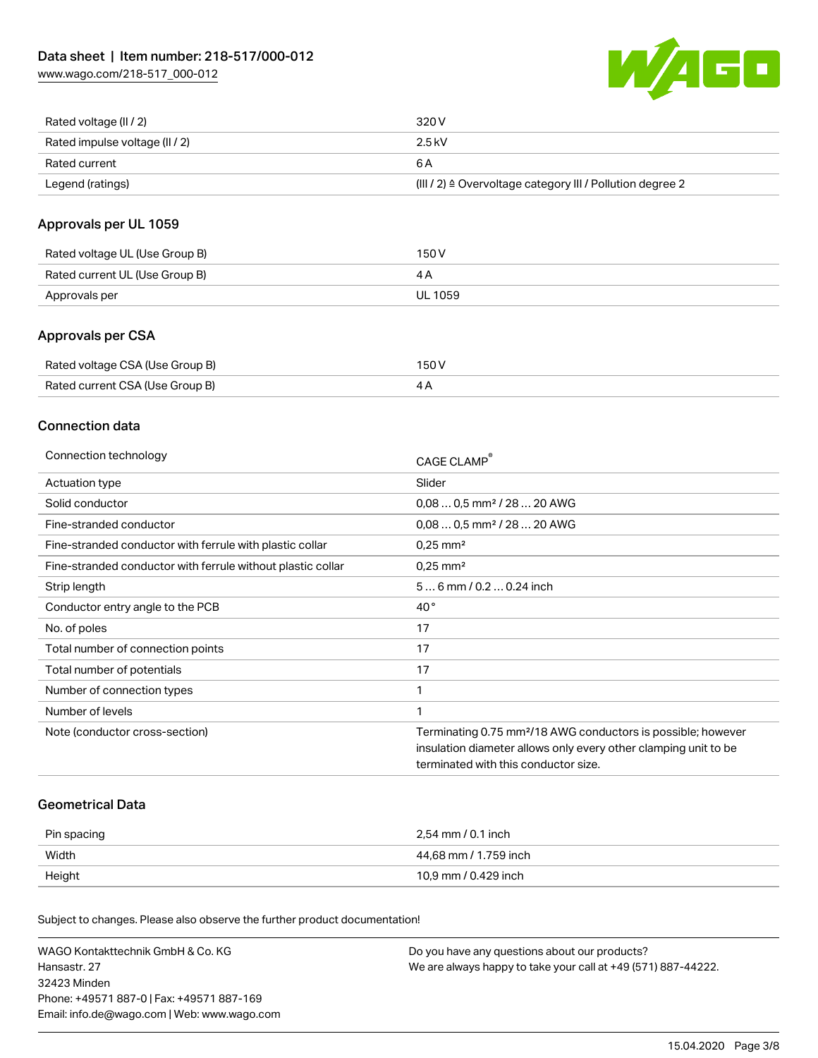| | |
|---|---|
| Rated voltage (II / 2) | 320 V |
| Rated impulse voltage (II / 2) | 2.5 kV |
| Rated current | 6 A |
| Legend (ratings) | (III / 2) ≙ Overvoltage category III / Pollution degree 2 |

## Approvals per UL 1059

| | |
|---|---|
| Rated voltage UL (Use Group B) | 150 V |
| Rated current UL (Use Group B) | 4 A |
| Approvals per | UL 1059 |

## Approvals per CSA

| | |
|---|---|
| Rated voltage CSA (Use Group B) | 150 V |
| Rated current CSA (Use Group B) | 4 A |

## Connection data

| | |
|---|---|
| Connection technology | CAGE CLAMP® |
| Actuation type | Slider |
| Solid conductor | 0,08 … 0,5 mm² / 28 … 20 AWG |
| Fine-stranded conductor | 0,08 … 0,5 mm² / 28 … 20 AWG |
| Fine-stranded conductor with ferrule with plastic collar | 0,25 mm² |
| Fine-stranded conductor with ferrule without plastic collar | 0,25 mm² |
| Strip length | 5 … 6 mm / 0.2 … 0.24 inch |
| Conductor entry angle to the PCB | 40 ° |
| No. of poles | 17 |
| Total number of connection points | 17 |
| Total number of potentials | 17 |
| Number of connection types | 1 |
| Number of levels | 1 |
| Note (conductor cross-section) | Terminating 0.75 mm²/18 AWG conductors is possible; however insulation diameter allows only every other clamping unit to be terminated with this conductor size. |

## Geometrical Data

| | |
|---|---|
| Pin spacing | 2,54 mm / 0.1 inch |
| Width | 44,68 mm / 1.759 inch |
| Height | 10,9 mm / 0.429 inch |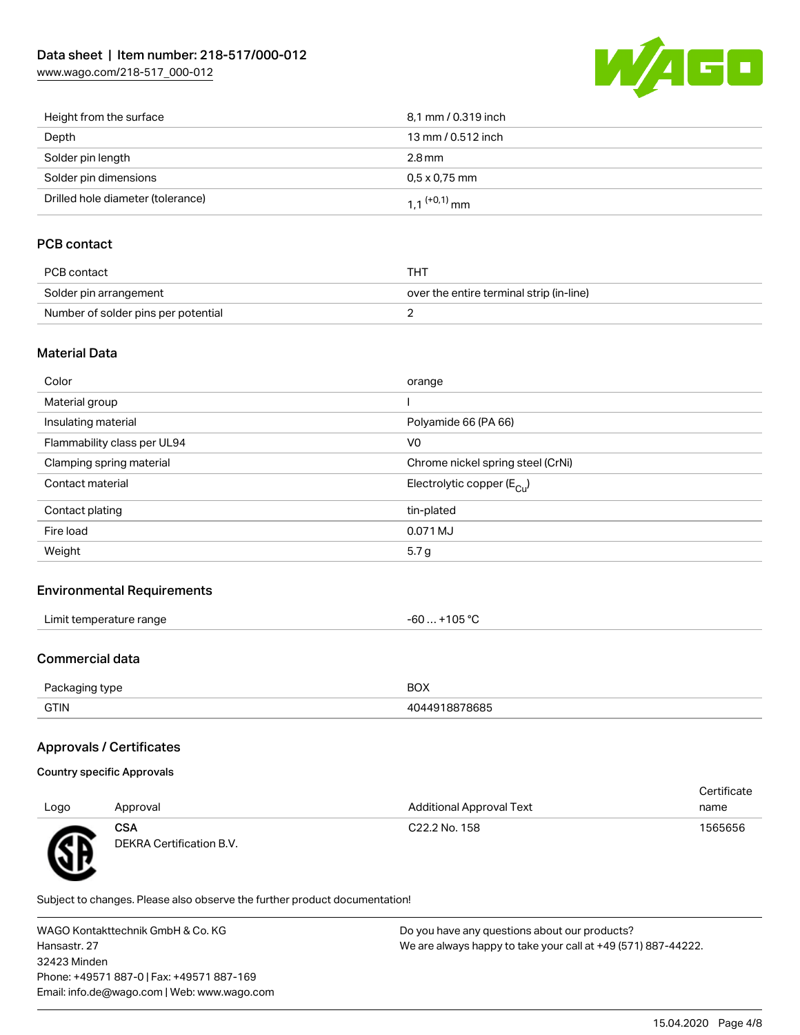| | |
|---|---|
| Height from the surface | 8,1 mm / 0.319 inch |
| Depth | 13 mm / 0.512 inch |
| Solder pin length | 2.8 mm |
| Solder pin dimensions | 0,5 x 0,75 mm |
| Drilled hole diameter (tolerance) | $1{,}1^{(+0{,}1)}$ mm |

## PCB contact

| | |
|---|---|
| PCB contact | THT |
| Solder pin arrangement | over the entire terminal strip (in-line) |
| Number of solder pins per potential | 2 |

## Material Data

| | |
|---|---|
| Color | orange |
| Material group | I |
| Insulating material | Polyamide 66 (PA 66) |
| Flammability class per UL94 | V0 |
| Clamping spring material | Chrome nickel spring steel (CrNi) |
| Contact material | Electrolytic copper ($E_{Cu}$) |
| Contact plating | tin-plated |
| Fire load | 0.071 MJ |
| Weight | 5.7 g |

## Environmental Requirements

| | |
|---|---|
| Limit temperature range | -60 … +105 °C |

## Commercial data

| | |
|---|---|
| Packaging type | BOX |
| GTIN | 4044918878685 |

## Approvals / Certificates

### Country specific Approvals

| Logo | Approval | Additional Approval Text | Certificate name |
|---|---|---|---|
| | **CSA** DEKRA Certification B.V. | C22.2 No. 158 | 1565656 |

Subject to changes. Please also observe the further product documentation!

WAGO Kontakttechnik GmbH & Co. KG
Hansastr. 27
32423 Minden
Phone: +49571 887-0 | Fax: +49571 887-169
Email: info.de@wago.com | Web: www.wago.com

Do you have any questions about our products?
We are always happy to take your call at +49 (571) 887-44222.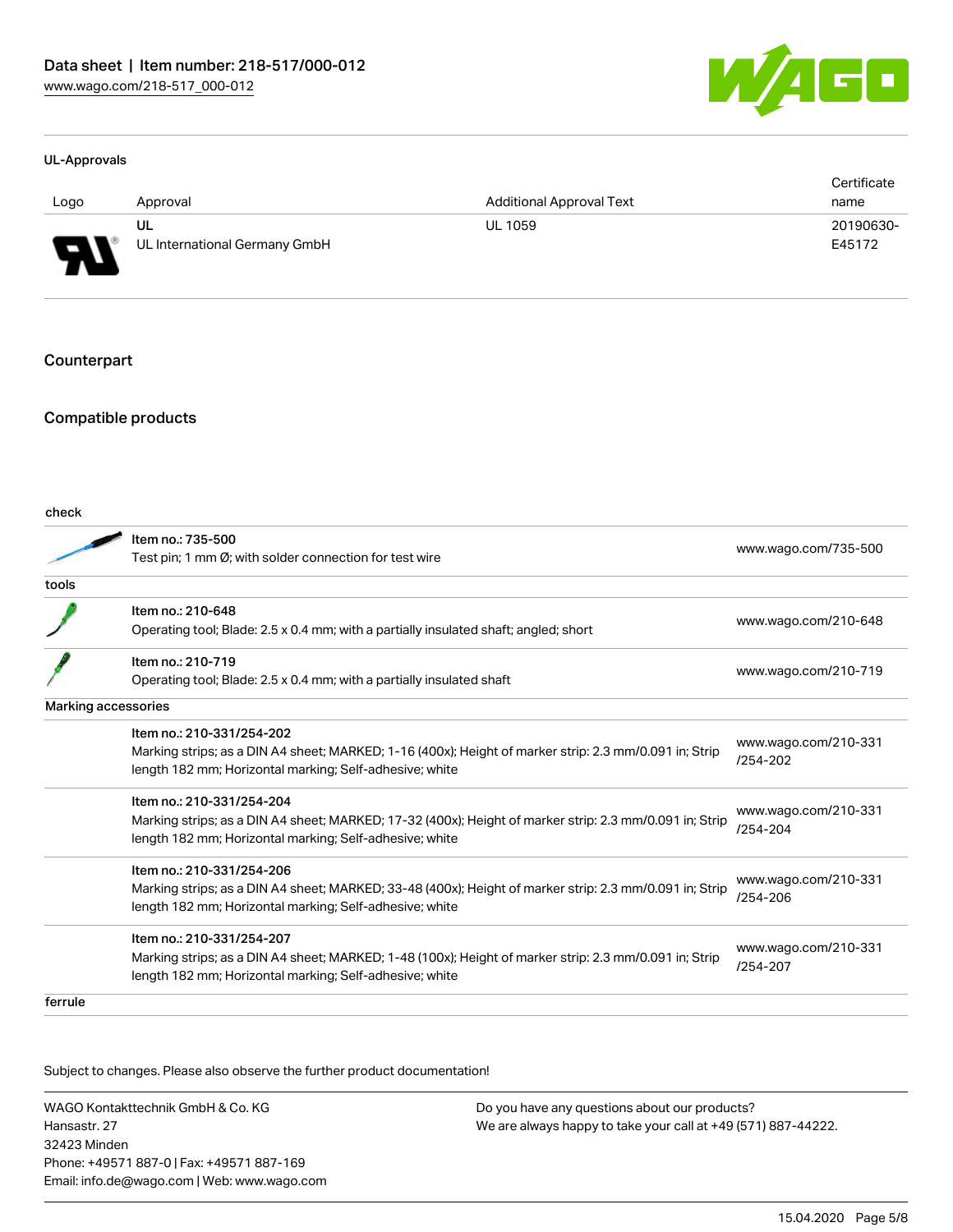### UL-Approvals

| Logo | Approval | Additional Approval Text | Certificate name |
| --- | --- | --- | --- |
| | UL<br>UL International Germany GmbH | UL 1059 | 20190630-E45172 |

## Counterpart

## Compatible products

| | | |
| --- | --- | --- |
| **check** | | |
| | Item no.: 735-500<br>Test pin; 1 mm Ø; with solder connection for test wire | www.wago.com/735-500 |
| **tools** | | |
| | Item no.: 210-648<br>Operating tool; Blade: 2.5 x 0.4 mm; with a partially insulated shaft; angled; short | www.wago.com/210-648 |
| | Item no.: 210-719<br>Operating tool; Blade: 2.5 x 0.4 mm; with a partially insulated shaft | www.wago.com/210-719 |
| **Marking accessories** | | |
| | Item no.: 210-331/254-202<br>Marking strips; as a DIN A4 sheet; MARKED; 1-16 (400x); Height of marker strip: 2.3 mm/0.091 in; Strip length 182 mm; Horizontal marking; Self-adhesive; white | www.wago.com/210-331/254-202 |
| | Item no.: 210-331/254-204<br>Marking strips; as a DIN A4 sheet; MARKED; 17-32 (400x); Height of marker strip: 2.3 mm/0.091 in; Strip length 182 mm; Horizontal marking; Self-adhesive; white | www.wago.com/210-331/254-204 |
| | Item no.: 210-331/254-206<br>Marking strips; as a DIN A4 sheet; MARKED; 33-48 (400x); Height of marker strip: 2.3 mm/0.091 in; Strip length 182 mm; Horizontal marking; Self-adhesive; white | www.wago.com/210-331/254-206 |
| | Item no.: 210-331/254-207<br>Marking strips; as a DIN A4 sheet; MARKED; 1-48 (100x); Height of marker strip: 2.3 mm/0.091 in; Strip length 182 mm; Horizontal marking; Self-adhesive; white | www.wago.com/210-331/254-207 |
| **ferrule** | | |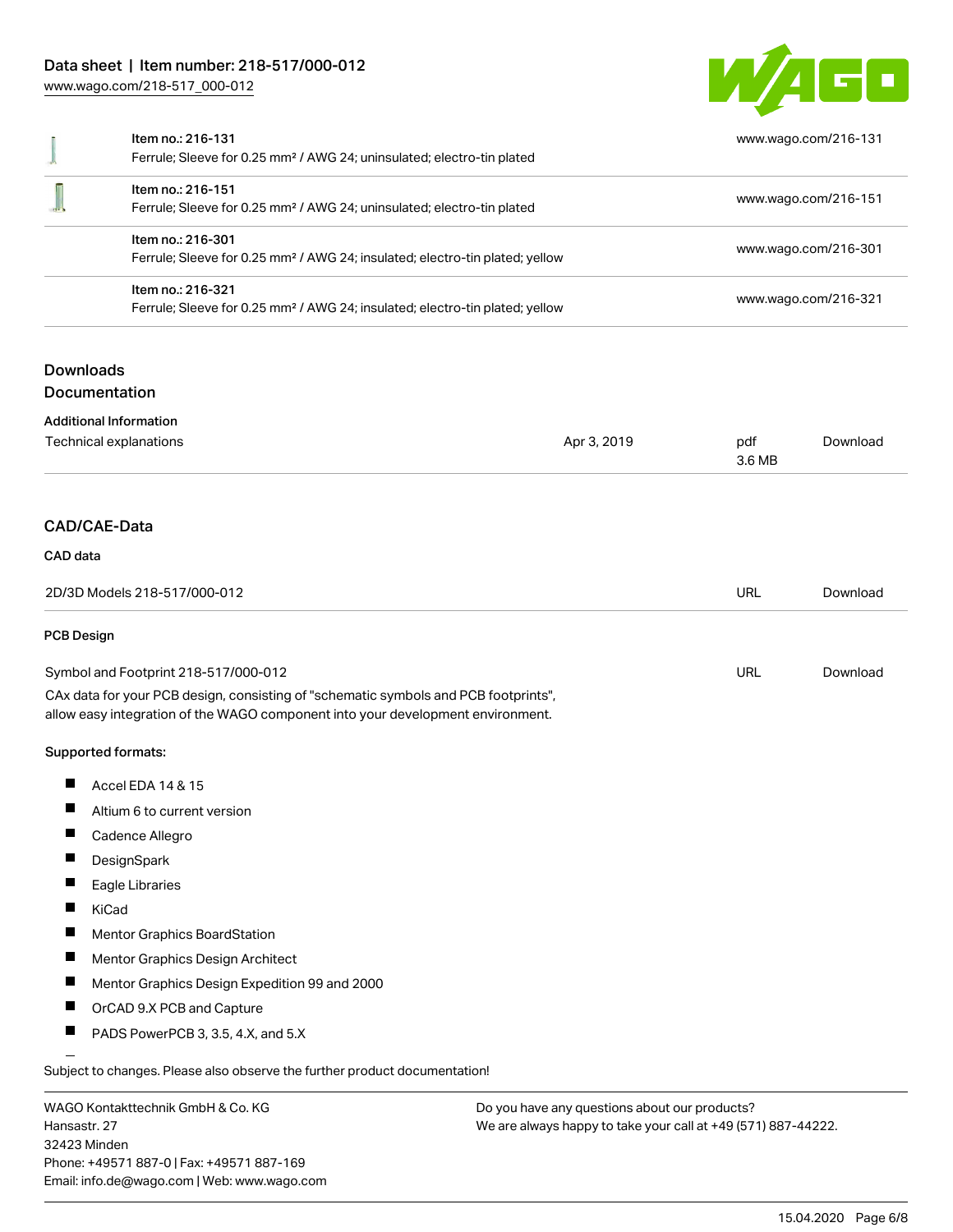| | | |
|---|---|---|
| Item no.: 216-131<br>Ferrule; Sleeve for 0.25 mm² / AWG 24; uninsulated; electro-tin plated | | www.wago.com/216-131 |
| Item no.: 216-151<br>Ferrule; Sleeve for 0.25 mm² / AWG 24; uninsulated; electro-tin plated | | www.wago.com/216-151 |
| Item no.: 216-301<br>Ferrule; Sleeve for 0.25 mm² / AWG 24; insulated; electro-tin plated; yellow | | www.wago.com/216-301 |
| Item no.: 216-321<br>Ferrule; Sleeve for 0.25 mm² / AWG 24; insulated; electro-tin plated; yellow | | www.wago.com/216-321 |

## Downloads

### Documentation

#### Additional Information

| | | | |
|---|---|---|---|
| Technical explanations | Apr 3, 2019 | pdf<br>3.6 MB | Download |

## CAD/CAE-Data

### CAD data

| | | |
|---|---|---|
| 2D/3D Models 218-517/000-012 | URL | Download |

### PCB Design

| | | |
|---|---|---|
| Symbol and Footprint 218-517/000-012 | URL | Download |

CAx data for your PCB design, consisting of "schematic symbols and PCB footprints", allow easy integration of the WAGO component into your development environment.

Supported formats:

- Accel EDA 14 & 15
- Altium 6 to current version
- Cadence Allegro
- DesignSpark
- Eagle Libraries
- KiCad
- Mentor Graphics BoardStation
- Mentor Graphics Design Architect
- Mentor Graphics Design Expedition 99 and 2000
- OrCAD 9.X PCB and Capture
- PADS PowerPCB 3, 3.5, 4.X, and 5.X

Subject to changes. Please also observe the further product documentation!

WAGO Kontakttechnik GmbH & Co. KG
Hansastr. 27
32423 Minden
Phone: +49571 887-0 | Fax: +49571 887-169
Email: info.de@wago.com | Web: www.wago.com

Do you have any questions about our products?
We are always happy to take your call at +49 (571) 887-44222.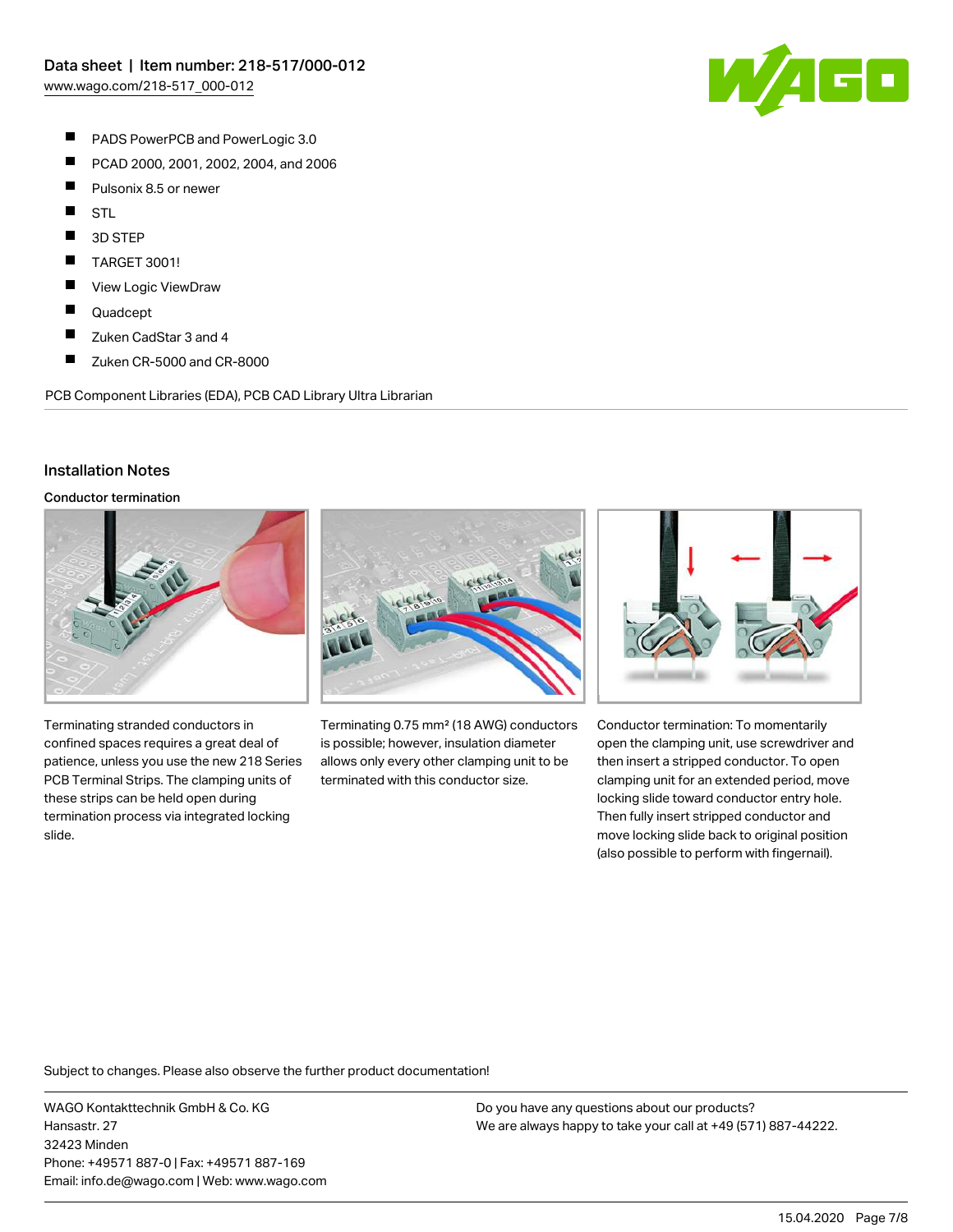- PADS PowerPCB and PowerLogic 3.0
- PCAD 2000, 2001, 2002, 2004, and 2006
- Pulsonix 8.5 or newer
- STL
- 3D STEP
- TARGET 3001!
- View Logic ViewDraw
- Quadcept
- Zuken CadStar 3 and 4
- Zuken CR-5000 and CR-8000

PCB Component Libraries (EDA), PCB CAD Library Ultra Librarian

## Installation Notes

### Conductor termination

Terminating stranded conductors in confined spaces requires a great deal of patience, unless you use the new 218 Series PCB Terminal Strips. The clamping units of these strips can be held open during termination process via integrated locking slide.

Terminating 0.75 mm² (18 AWG) conductors is possible; however, insulation diameter allows only every other clamping unit to be terminated with this conductor size.

Conductor termination: To momentarily open the clamping unit, use screwdriver and then insert a stripped conductor. To open clamping unit for an extended period, move locking slide toward conductor entry hole. Then fully insert stripped conductor and move locking slide back to original position (also possible to perform with fingernail).

Subject to changes. Please also observe the further product documentation!

WAGO Kontakttechnik GmbH & Co. KG
Hansastr. 27
32423 Minden
Phone: +49571 887-0 | Fax: +49571 887-169
Email: info.de@wago.com | Web: www.wago.com

Do you have any questions about our products?
We are always happy to take your call at +49 (571) 887-44222.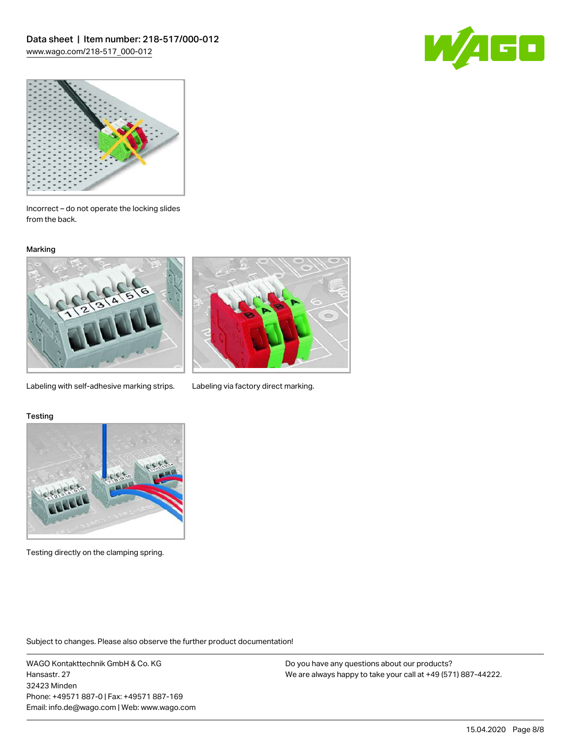Incorrect – do not operate the locking slides from the back.

### Marking

Labeling with self-adhesive marking strips.

Labeling via factory direct marking.

### Testing

Testing directly on the clamping spring.

Subject to changes. Please also observe the further product documentation!

WAGO Kontakttechnik GmbH & Co. KG
Hansastr. 27
32423 Minden
Phone: +49571 887-0 | Fax: +49571 887-169
Email: info.de@wago.com | Web: www.wago.com

Do you have any questions about our products?
We are always happy to take your call at +49 (571) 887-44222.